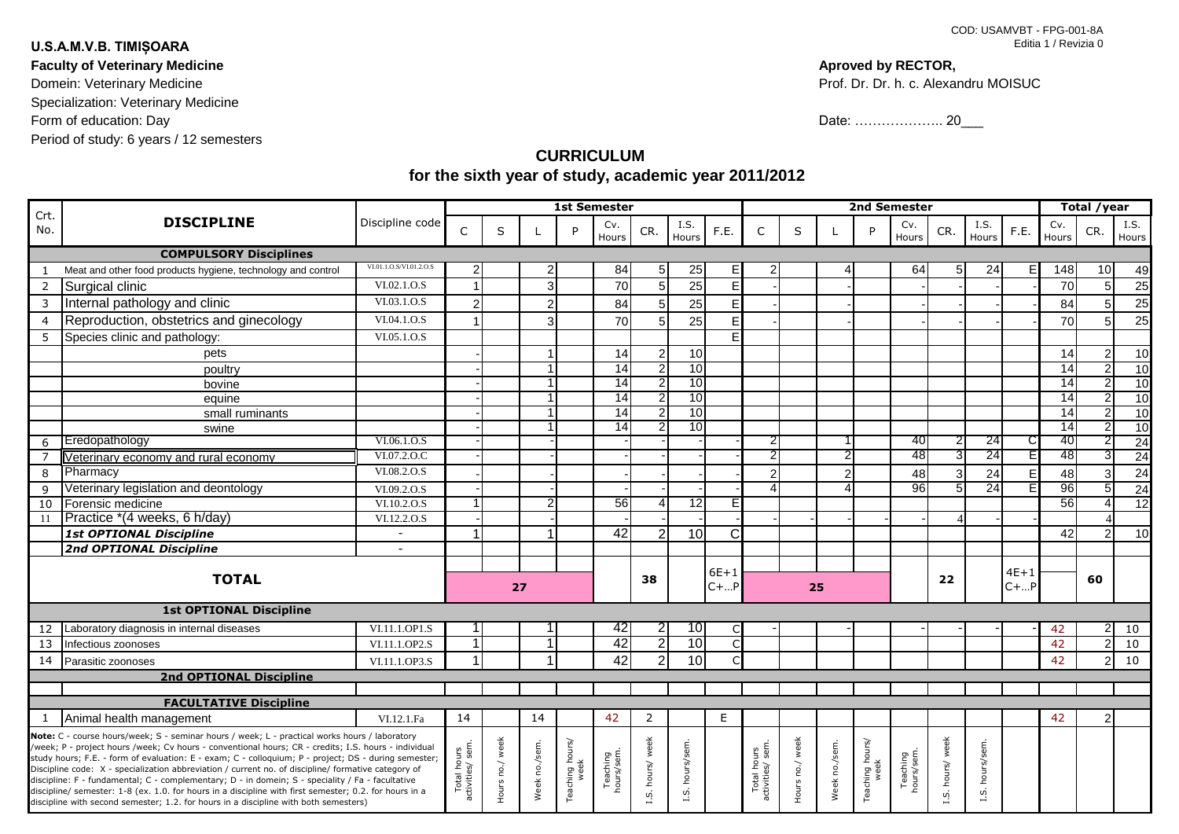COD: USAMVBT - FPG-001-8A
Editia 1 / Revizia 0

**U.S.A.M.V.B. TIMIȘOARA**
**Faculty of Veterinary Medicine**
Domein: Veterinary Medicine
Specialization: Veterinary Medicine
Form of education: Day
Period of study: 6 years / 12 semesters

**Aproved by RECTOR,**
Prof. Dr. Dr. h. c. Alexandru MOISUC

Date: ……………….. 20___

# CURRICULUM
## for the sixth year of study, academic year 2011/2012

| Crt. No. | DISCIPLINE | Discipline code | 1st Semester | | | | | | | | 2nd Semester | | | | | | | | Total /year | | |
|---|---|---|---|---|---|---|---|---|---|---|---|---|---|---|---|---|---|---|---|---|---|
| | | | C | S | L | P | Cv. Hours | CR. | I.S. Hours | F.E. | C | S | L | P | Cv. Hours | CR. | I.S. Hours | F.E. | Cv. Hours | CR. | I.S. Hours |
| | **COMPULSORY Disciplines** | | | | | | | | | | | | | | | | | | | | |
| 1 | Meat and other food products hygiene, technology and control | VI.01.1.O.S/VI.01.2.O.S | 2 | | 2 | | 84 | 5 | 25 | E | 2 | | 4 | | 64 | 5 | 24 | E | 148 | 10 | 49 |
| 2 | Surgical clinic | VI.02.1.O.S | 1 | | 3 | | 70 | 5 | 25 | E | - | | - | | - | - | - | - | 70 | 5 | 25 |
| 3 | Internal pathology and clinic | VI.03.1.O.S | 2 | | 2 | | 84 | 5 | 25 | E | - | | - | | - | - | - | - | 84 | 5 | 25 |
| 4 | Reproduction, obstetrics and ginecology | VI.04.1.O.S | 1 | | 3 | | 70 | 5 | 25 | E | - | | - | | - | - | - | - | 70 | 5 | 25 |
| 5 | Species clinic and pathology: | VI.05.1.O.S | | | | | | | | E | | | | | | | | | | | |
| | pets | | - | | 1 | | 14 | 2 | 10 | | | | | | | | | | 14 | 2 | 10 |
| | poultry | | - | | 1 | | 14 | 2 | 10 | | | | | | | | | | 14 | 2 | 10 |
| | bovine | | - | | 1 | | 14 | 2 | 10 | | | | | | | | | | 14 | 2 | 10 |
| | equine | | - | | 1 | | 14 | 2 | 10 | | | | | | | | | | 14 | 2 | 10 |
| | small ruminants | | - | | 1 | | 14 | 2 | 10 | | | | | | | | | | 14 | 2 | 10 |
| | swine | | - | | 1 | | 14 | 2 | 10 | | | | | | | | | | 14 | 2 | 10 |
| 6 | Eredopathology | VI.06.1.O.S | - | | - | | - | - | - | - | 2 | | 1 | | 40 | 2 | 24 | C | 40 | 2 | 24 |
| 7 | Veterinary economy and rural economy | VI.07.2.O.C | - | | - | | - | - | - | - | 2 | | 2 | | 48 | 3 | 24 | E | 48 | 3 | 24 |
| 8 | Pharmacy | VI.08.2.O.S | - | | - | | - | - | - | - | 2 | | 2 | | 48 | 3 | 24 | E | 48 | 3 | 24 |
| 9 | Veterinary legislation and deontology | VI.09.2.O.S | - | | - | | - | - | - | - | 4 | | 4 | | 96 | 5 | 24 | E | 96 | 5 | 24 |
| 10 | Forensic medicine | VI.10.2.O.S | 1 | | 2 | | 56 | 4 | 12 | E | | | | | | | | | 56 | 4 | 12 |
| 11 | Practice *(4 weeks, 6 h/day) | VI.12.2.O.S | - | | - | | - | - | - | - | - | - | - | - | - | 4 | - | - | | 4 | |
| | *1st OPTIONAL Discipline* | - | 1 | | 1 | | 42 | 2 | 10 | C | | | | | | | | | 42 | 2 | 10 |
| | *2nd OPTIONAL Discipline* | - | | | | | | | | | | | | | | | | | | | |
| | **TOTAL** | | **27** | | | | | **38** | | 6E+1 C+...P | **25** | | | | | **22** | | 4E+1 C+...P | | **60** | |
| | **1st OPTIONAL Discipline** | | | | | | | | | | | | | | | | | | | | |
| 12 | Laboratory diagnosis in internal diseases | VI.11.1.OP1.S | 1 | | 1 | | 42 | 2 | 10 | C | - | | - | | - | - | - | - | 42 | 2 | 10 |
| 13 | Infectious zoonoses | VI.11.1.OP2.S | 1 | | 1 | | 42 | 2 | 10 | C | | | | | | | | | 42 | 2 | 10 |
| 14 | Parasitic zoonoses | VI.11.1.OP3.S | 1 | | 1 | | 42 | 2 | 10 | C | | | | | | | | | 42 | 2 | 10 |
| | **2nd OPTIONAL Discipline** | | | | | | | | | | | | | | | | | | | | |
| | | | | | | | | | | | | | | | | | | | | | |
| | **FACULTATIVE Discipline** | | | | | | | | | | | | | | | | | | | | |
| 1 | Animal health management | VI.12.1.Fa | 14 | | 14 | | 42 | 2 | | E | | | | | | | | | 42 | 2 | |
| | | | Total hours activities/ sem. | Hours no./ week | Week no./sem. | Teaching hours/ week | Teaching hours/sem. | I.S. hours/ week | I.S. hours/sem. | | Total hours activities/ sem. | Hours no./ week | Week no./sem. | Teaching hours/ week | Teaching hours/sem. | I.S. hours/ week | I.S. hours/sem. | | | | |

**Note:** C - course hours/week; S - seminar hours / week; L - practical works hours / laboratory /week; P - project hours /week; Cv hours - conventional hours; CR - credits; I.S. hours - individual study hours; F.E. - form of evaluation: E - exam; C - colloquium; P - project; DS - during semester; Discipline code: X - specialization abbreviation / current no. of discipline/ formative category of discipline: F - fundamental; C - complementary; D - in domein; S - speciality / Fa - facultative discipline/ semester: 1-8 (ex. 1.0. for hours in a discipline with first semester; 0.2. for hours in a discipline with second semester; 1.2. for hours in a discipline with both semesters)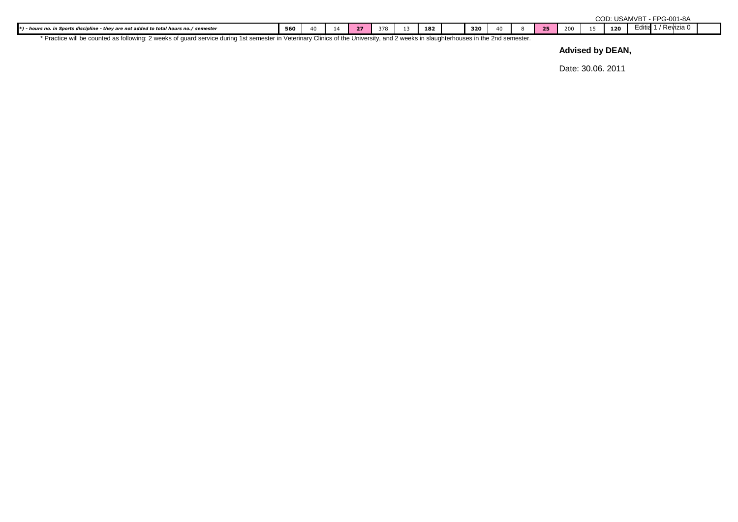| | | | | | | | | | | | | | | | | |
|---|---|---|---|---|---|---|---|---|---|---|---|---|---|---|---|---|
| *) - hours no. in Sports discipline - they are not added to total hours no./ semester | **560** | 40 | 14 | **27** | 378 | 13 | **182** | | **320** | 40 | 8 | **25** | 200 | 15 | **120** | |

* Practice will be counted as following: 2 weeks of guard service during 1st semester in Veterinary Clinics of the University, and 2 weeks in slaughterhouses in the 2nd semester.

**Advised by DEAN,**

Date: 30.06. 2011